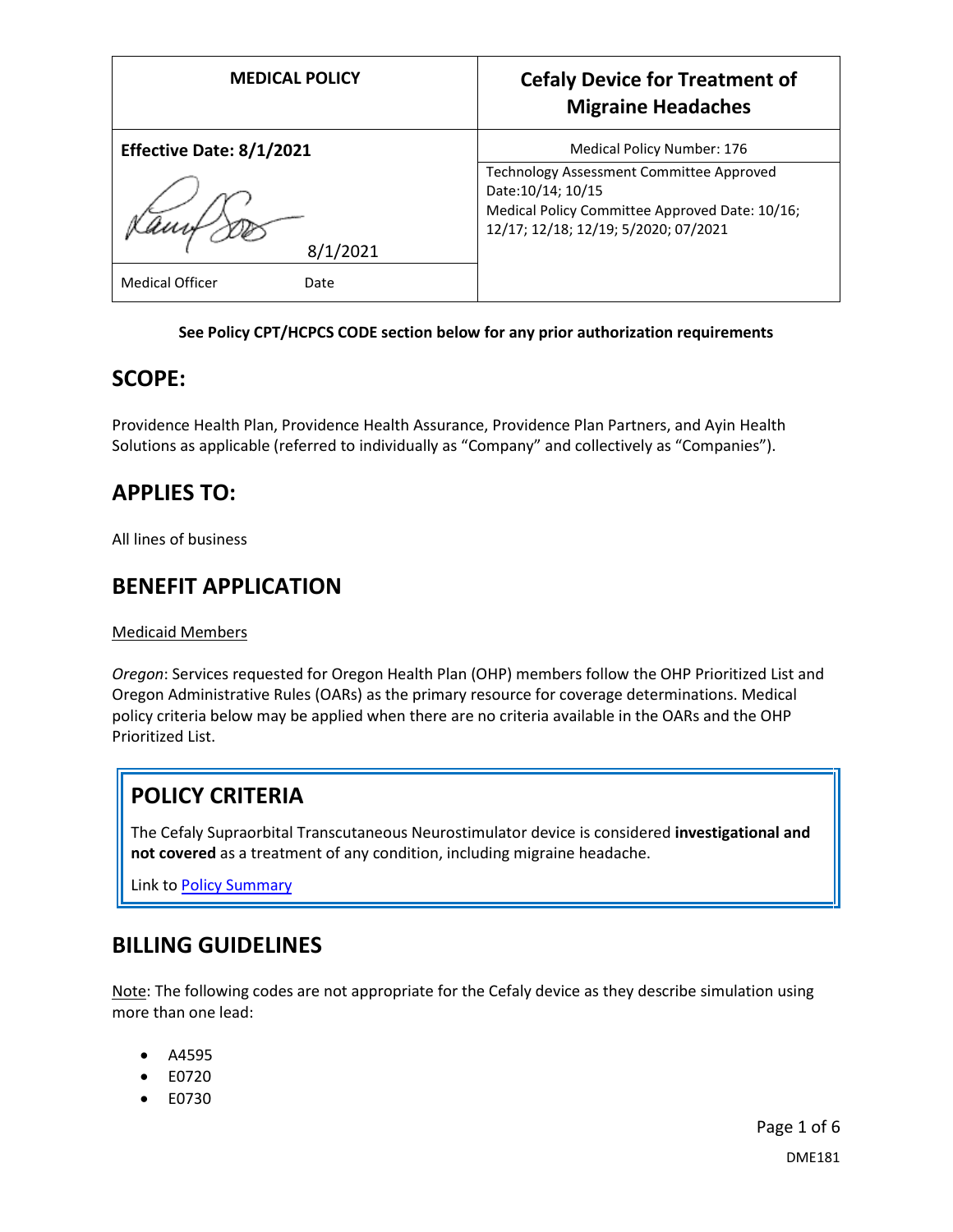| MEDICAL POLICY | Cefaly Device for Treatment of Migraine Headaches |
| --- | --- |
| **Effective Date: 8/1/2021** | Medical Policy Number: 176 |
| 8/1/2021 | Technology Assessment Committee Approved Date:10/14; 10/15<br>Medical Policy Committee Approved Date: 10/16; 12/17; 12/18; 12/19; 5/2020; 07/2021 |
| Medical Officer Date | |

**See Policy CPT/HCPCS CODE section below for any prior authorization requirements**

## SCOPE:

Providence Health Plan, Providence Health Assurance, Providence Plan Partners, and Ayin Health Solutions as applicable (referred to individually as "Company" and collectively as "Companies").

## APPLIES TO:

All lines of business

## BENEFIT APPLICATION

Medicaid Members

*Oregon*: Services requested for Oregon Health Plan (OHP) members follow the OHP Prioritized List and Oregon Administrative Rules (OARs) as the primary resource for coverage determinations. Medical policy criteria below may be applied when there are no criteria available in the OARs and the OHP Prioritized List.

## POLICY CRITERIA

The Cefaly Supraorbital Transcutaneous Neurostimulator device is considered **investigational and not covered** as a treatment of any condition, including migraine headache.

Link to Policy Summary

## BILLING GUIDELINES

Note: The following codes are not appropriate for the Cefaly device as they describe simulation using more than one lead:

- A4595
- E0720
- E0730

DME181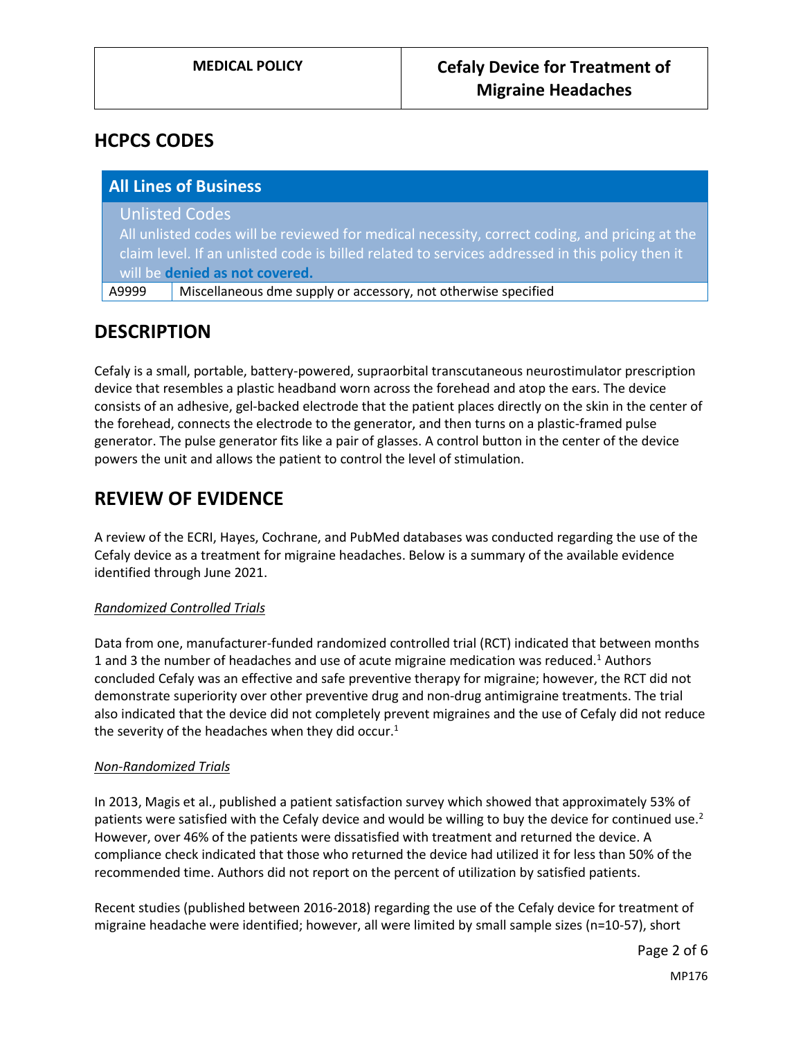## HCPCS CODES

| All Lines of Business | |
|---|---|
| Unlisted Codes<br>All unlisted codes will be reviewed for medical necessity, correct coding, and pricing at the claim level. If an unlisted code is billed related to services addressed in this policy then it will be **denied as not covered.** | |
| A9999 | Miscellaneous dme supply or accessory, not otherwise specified |

## DESCRIPTION

Cefaly is a small, portable, battery-powered, supraorbital transcutaneous neurostimulator prescription device that resembles a plastic headband worn across the forehead and atop the ears. The device consists of an adhesive, gel-backed electrode that the patient places directly on the skin in the center of the forehead, connects the electrode to the generator, and then turns on a plastic-framed pulse generator. The pulse generator fits like a pair of glasses. A control button in the center of the device powers the unit and allows the patient to control the level of stimulation.

## REVIEW OF EVIDENCE

A review of the ECRI, Hayes, Cochrane, and PubMed databases was conducted regarding the use of the Cefaly device as a treatment for migraine headaches. Below is a summary of the available evidence identified through June 2021.

*Randomized Controlled Trials*

Data from one, manufacturer-funded randomized controlled trial (RCT) indicated that between months 1 and 3 the number of headaches and use of acute migraine medication was reduced.[1] Authors concluded Cefaly was an effective and safe preventive therapy for migraine; however, the RCT did not demonstrate superiority over other preventive drug and non-drug antimigraine treatments. The trial also indicated that the device did not completely prevent migraines and the use of Cefaly did not reduce the severity of the headaches when they did occur.[1]

*Non-Randomized Trials*

In 2013, Magis et al., published a patient satisfaction survey which showed that approximately 53% of patients were satisfied with the Cefaly device and would be willing to buy the device for continued use.[2] However, over 46% of the patients were dissatisfied with treatment and returned the device. A compliance check indicated that those who returned the device had utilized it for less than 50% of the recommended time. Authors did not report on the percent of utilization by satisfied patients.

Recent studies (published between 2016-2018) regarding the use of the Cefaly device for treatment of migraine headache were identified; however, all were limited by small sample sizes (n=10-57), short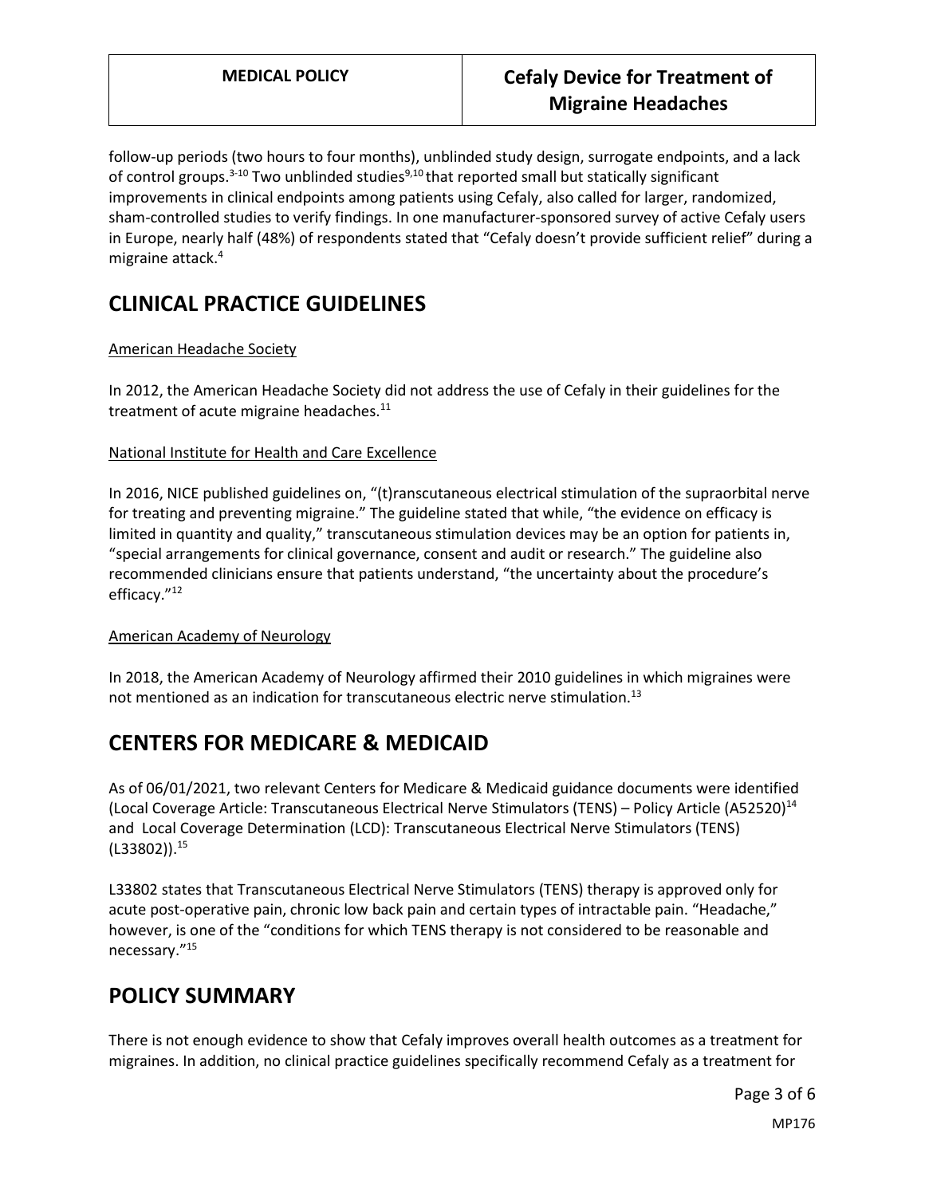follow-up periods (two hours to four months), unblinded study design, surrogate endpoints, and a lack of control groups.[3-10] Two unblinded studies[9,10] that reported small but statically significant improvements in clinical endpoints among patients using Cefaly, also called for larger, randomized, sham-controlled studies to verify findings. In one manufacturer-sponsored survey of active Cefaly users in Europe, nearly half (48%) of respondents stated that "Cefaly doesn't provide sufficient relief" during a migraine attack.[4]

# CLINICAL PRACTICE GUIDELINES

American Headache Society

In 2012, the American Headache Society did not address the use of Cefaly in their guidelines for the treatment of acute migraine headaches.[11]

National Institute for Health and Care Excellence

In 2016, NICE published guidelines on, "(t)ranscutaneous electrical stimulation of the supraorbital nerve for treating and preventing migraine." The guideline stated that while, "the evidence on efficacy is limited in quantity and quality," transcutaneous stimulation devices may be an option for patients in, "special arrangements for clinical governance, consent and audit or research." The guideline also recommended clinicians ensure that patients understand, "the uncertainty about the procedure's efficacy."[12]

American Academy of Neurology

In 2018, the American Academy of Neurology affirmed their 2010 guidelines in which migraines were not mentioned as an indication for transcutaneous electric nerve stimulation.[13]

# CENTERS FOR MEDICARE & MEDICAID

As of 06/01/2021, two relevant Centers for Medicare & Medicaid guidance documents were identified (Local Coverage Article: Transcutaneous Electrical Nerve Stimulators (TENS) – Policy Article (A52520)[14] and Local Coverage Determination (LCD): Transcutaneous Electrical Nerve Stimulators (TENS) (L33802)).[15]

L33802 states that Transcutaneous Electrical Nerve Stimulators (TENS) therapy is approved only for acute post-operative pain, chronic low back pain and certain types of intractable pain. "Headache," however, is one of the "conditions for which TENS therapy is not considered to be reasonable and necessary."[15]

# POLICY SUMMARY

There is not enough evidence to show that Cefaly improves overall health outcomes as a treatment for migraines. In addition, no clinical practice guidelines specifically recommend Cefaly as a treatment for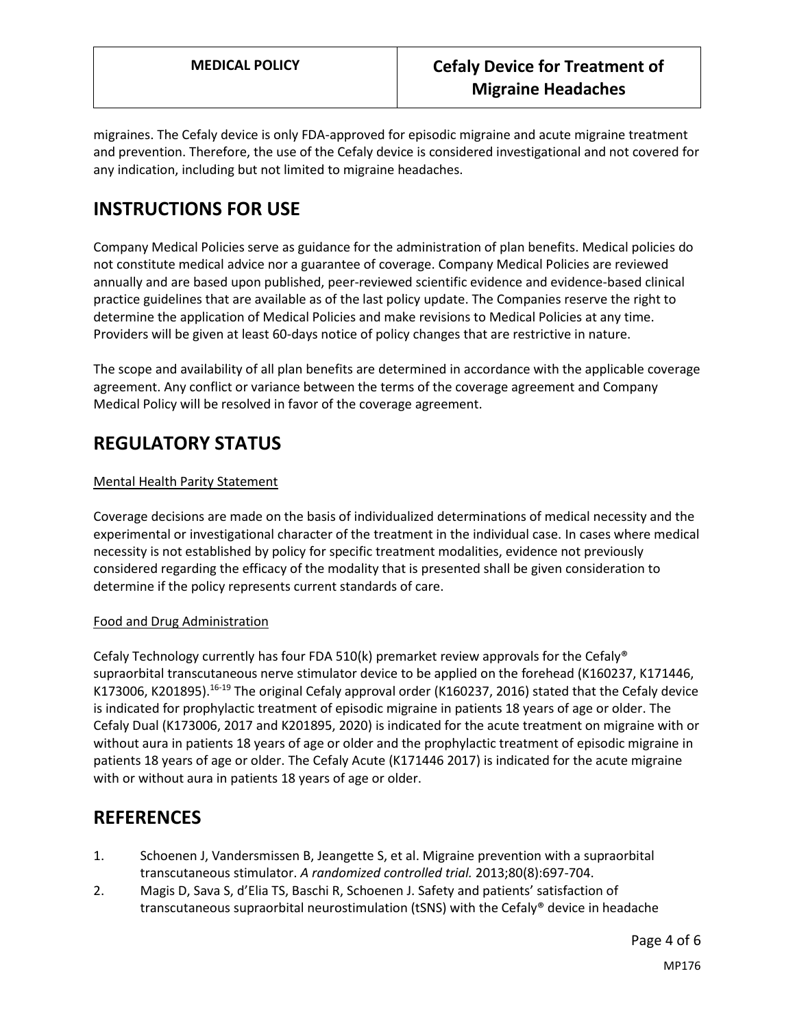migraines. The Cefaly device is only FDA-approved for episodic migraine and acute migraine treatment and prevention. Therefore, the use of the Cefaly device is considered investigational and not covered for any indication, including but not limited to migraine headaches.

# INSTRUCTIONS FOR USE

Company Medical Policies serve as guidance for the administration of plan benefits. Medical policies do not constitute medical advice nor a guarantee of coverage. Company Medical Policies are reviewed annually and are based upon published, peer-reviewed scientific evidence and evidence-based clinical practice guidelines that are available as of the last policy update. The Companies reserve the right to determine the application of Medical Policies and make revisions to Medical Policies at any time. Providers will be given at least 60-days notice of policy changes that are restrictive in nature.

The scope and availability of all plan benefits are determined in accordance with the applicable coverage agreement. Any conflict or variance between the terms of the coverage agreement and Company Medical Policy will be resolved in favor of the coverage agreement.

# REGULATORY STATUS

## Mental Health Parity Statement

Coverage decisions are made on the basis of individualized determinations of medical necessity and the experimental or investigational character of the treatment in the individual case. In cases where medical necessity is not established by policy for specific treatment modalities, evidence not previously considered regarding the efficacy of the modality that is presented shall be given consideration to determine if the policy represents current standards of care.

## Food and Drug Administration

Cefaly Technology currently has four FDA 510(k) premarket review approvals for the Cefaly® supraorbital transcutaneous nerve stimulator device to be applied on the forehead (K160237, K171446, K173006, K201895).[16-19] The original Cefaly approval order (K160237, 2016) stated that the Cefaly device is indicated for prophylactic treatment of episodic migraine in patients 18 years of age or older. The Cefaly Dual (K173006, 2017 and K201895, 2020) is indicated for the acute treatment on migraine with or without aura in patients 18 years of age or older and the prophylactic treatment of episodic migraine in patients 18 years of age or older. The Cefaly Acute (K171446 2017) is indicated for the acute migraine with or without aura in patients 18 years of age or older.

# REFERENCES

1. Schoenen J, Vandersmissen B, Jeangette S, et al. Migraine prevention with a supraorbital transcutaneous stimulator. *A randomized controlled trial.* 2013;80(8):697-704.
2. Magis D, Sava S, d'Elia TS, Baschi R, Schoenen J. Safety and patients' satisfaction of transcutaneous supraorbital neurostimulation (tSNS) with the Cefaly® device in headache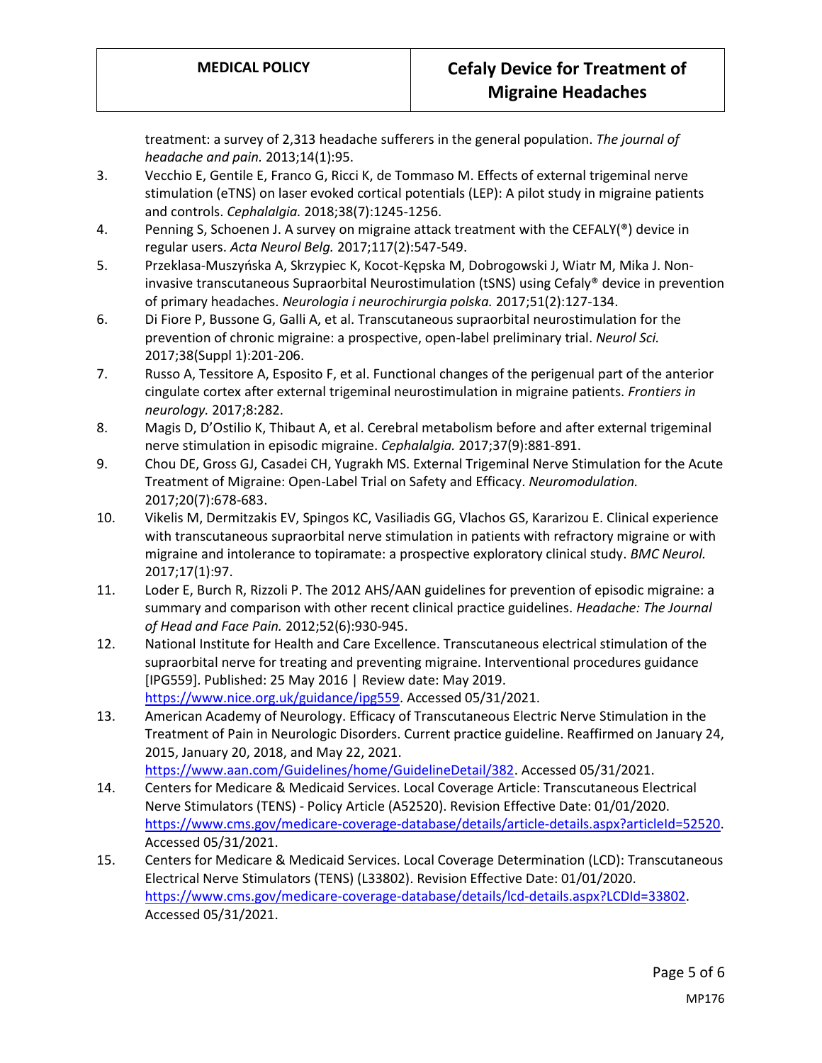treatment: a survey of 2,313 headache sufferers in the general population. *The journal of headache and pain.* 2013;14(1):95.

3. Vecchio E, Gentile E, Franco G, Ricci K, de Tommaso M. Effects of external trigeminal nerve stimulation (eTNS) on laser evoked cortical potentials (LEP): A pilot study in migraine patients and controls. *Cephalalgia.* 2018;38(7):1245-1256.
4. Penning S, Schoenen J. A survey on migraine attack treatment with the CEFALY(®) device in regular users. *Acta Neurol Belg.* 2017;117(2):547-549.
5. Przeklasa-Muszyńska A, Skrzypiec K, Kocot-Kępska M, Dobrogowski J, Wiatr M, Mika J. Non-invasive transcutaneous Supraorbital Neurostimulation (tSNS) using Cefaly® device in prevention of primary headaches. *Neurologia i neurochirurgia polska.* 2017;51(2):127-134.
6. Di Fiore P, Bussone G, Galli A, et al. Transcutaneous supraorbital neurostimulation for the prevention of chronic migraine: a prospective, open-label preliminary trial. *Neurol Sci.* 2017;38(Suppl 1):201-206.
7. Russo A, Tessitore A, Esposito F, et al. Functional changes of the perigenual part of the anterior cingulate cortex after external trigeminal neurostimulation in migraine patients. *Frontiers in neurology.* 2017;8:282.
8. Magis D, D'Ostilio K, Thibaut A, et al. Cerebral metabolism before and after external trigeminal nerve stimulation in episodic migraine. *Cephalalgia.* 2017;37(9):881-891.
9. Chou DE, Gross GJ, Casadei CH, Yugrakh MS. External Trigeminal Nerve Stimulation for the Acute Treatment of Migraine: Open-Label Trial on Safety and Efficacy. *Neuromodulation.* 2017;20(7):678-683.
10. Vikelis M, Dermitzakis EV, Spingos KC, Vasiliadis GG, Vlachos GS, Kararizou E. Clinical experience with transcutaneous supraorbital nerve stimulation in patients with refractory migraine or with migraine and intolerance to topiramate: a prospective exploratory clinical study. *BMC Neurol.* 2017;17(1):97.
11. Loder E, Burch R, Rizzoli P. The 2012 AHS/AAN guidelines for prevention of episodic migraine: a summary and comparison with other recent clinical practice guidelines. *Headache: The Journal of Head and Face Pain.* 2012;52(6):930-945.
12. National Institute for Health and Care Excellence. Transcutaneous electrical stimulation of the supraorbital nerve for treating and preventing migraine. Interventional procedures guidance [IPG559]. Published: 25 May 2016 | Review date: May 2019. https://www.nice.org.uk/guidance/ipg559. Accessed 05/31/2021.
13. American Academy of Neurology. Efficacy of Transcutaneous Electric Nerve Stimulation in the Treatment of Pain in Neurologic Disorders. Current practice guideline. Reaffirmed on January 24, 2015, January 20, 2018, and May 22, 2021. https://www.aan.com/Guidelines/home/GuidelineDetail/382. Accessed 05/31/2021.
14. Centers for Medicare & Medicaid Services. Local Coverage Article: Transcutaneous Electrical Nerve Stimulators (TENS) - Policy Article (A52520). Revision Effective Date: 01/01/2020. https://www.cms.gov/medicare-coverage-database/details/article-details.aspx?articleId=52520. Accessed 05/31/2021.
15. Centers for Medicare & Medicaid Services. Local Coverage Determination (LCD): Transcutaneous Electrical Nerve Stimulators (TENS) (L33802). Revision Effective Date: 01/01/2020. https://www.cms.gov/medicare-coverage-database/details/lcd-details.aspx?LCDId=33802. Accessed 05/31/2021.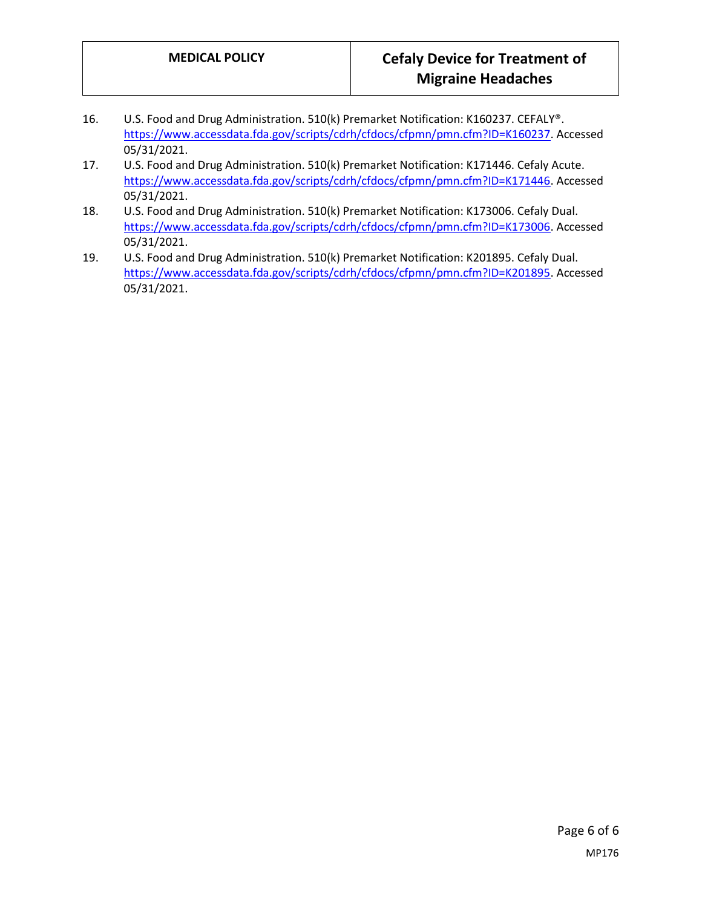16. U.S. Food and Drug Administration. 510(k) Premarket Notification: K160237. CEFALY®. https://www.accessdata.fda.gov/scripts/cdrh/cfdocs/cfpmn/pmn.cfm?ID=K160237. Accessed 05/31/2021.
17. U.S. Food and Drug Administration. 510(k) Premarket Notification: K171446. Cefaly Acute. https://www.accessdata.fda.gov/scripts/cdrh/cfdocs/cfpmn/pmn.cfm?ID=K171446. Accessed 05/31/2021.
18. U.S. Food and Drug Administration. 510(k) Premarket Notification: K173006. Cefaly Dual. https://www.accessdata.fda.gov/scripts/cdrh/cfdocs/cfpmn/pmn.cfm?ID=K173006. Accessed 05/31/2021.
19. U.S. Food and Drug Administration. 510(k) Premarket Notification: K201895. Cefaly Dual. https://www.accessdata.fda.gov/scripts/cdrh/cfdocs/cfpmn/pmn.cfm?ID=K201895. Accessed 05/31/2021.